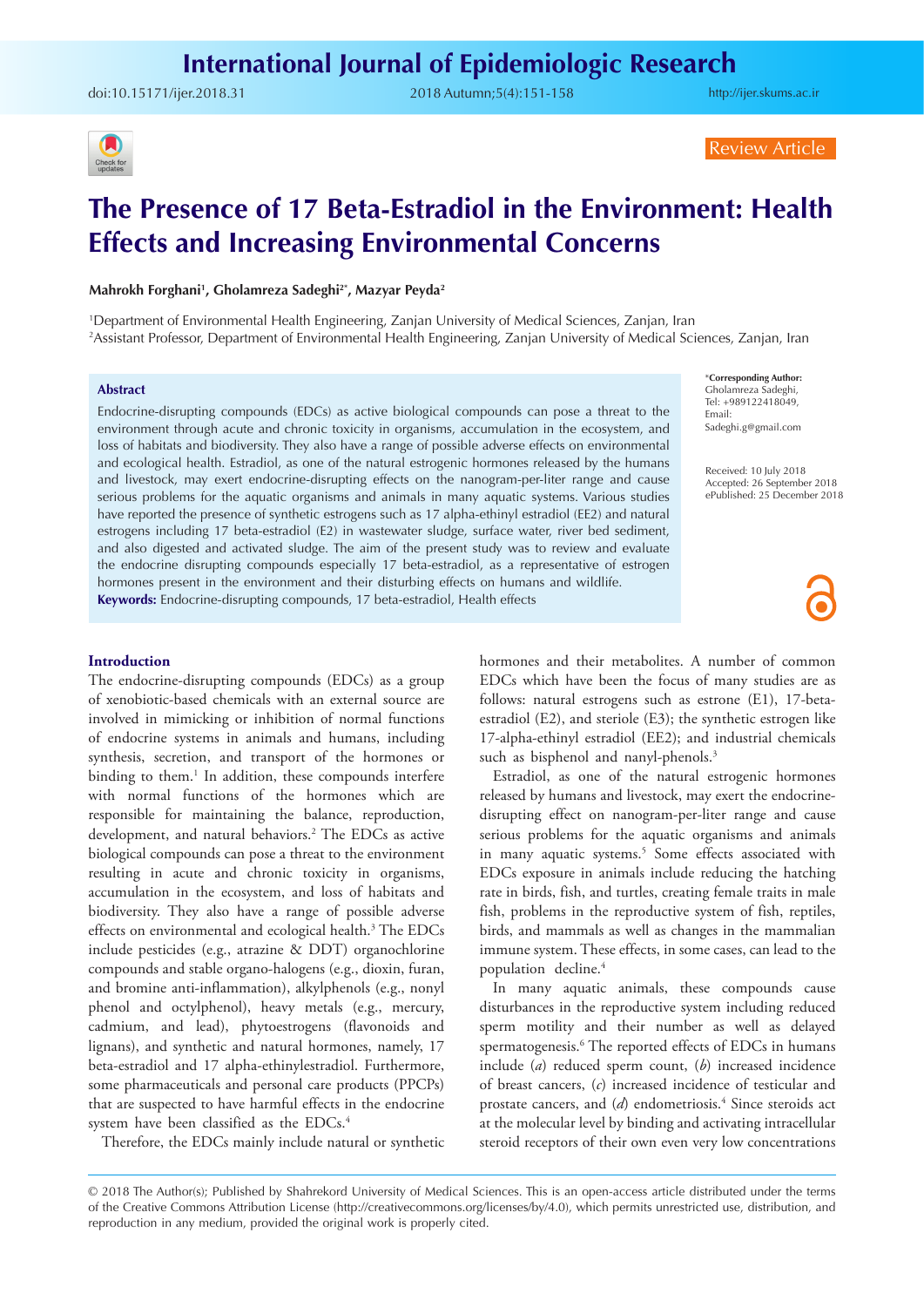Review Article

# The Presence of 17 Beta-Estradiol in the Environment: Health Effects and Increasing Environmental Concerns

**Mahrokh Forghani[1], Gholamreza Sadeghi[2*], Mazyar Peyda[2]**

[1]Department of Environmental Health Engineering, Zanjan University of Medical Sciences, Zanjan, Iran
[2]Assistant Professor, Department of Environmental Health Engineering, Zanjan University of Medical Sciences, Zanjan, Iran

*Corresponding Author: Gholamreza Sadeghi, Tel: +989122418049, Email: Sadeghi.g@gmail.com

Received: 10 July 2018
Accepted: 26 September 2018
ePublished: 25 December 2018

## Abstract

Endocrine-disrupting compounds (EDCs) as active biological compounds can pose a threat to the environment through acute and chronic toxicity in organisms, accumulation in the ecosystem, and loss of habitats and biodiversity. They also have a range of possible adverse effects on environmental and ecological health. Estradiol, as one of the natural estrogenic hormones released by the humans and livestock, may exert endocrine-disrupting effects on the nanogram-per-liter range and cause serious problems for the aquatic organisms and animals in many aquatic systems. Various studies have reported the presence of synthetic estrogens such as 17 alpha-ethinyl estradiol (EE2) and natural estrogens including 17 beta-estradiol (E2) in wastewater sludge, surface water, river bed sediment, and also digested and activated sludge. The aim of the present study was to review and evaluate the endocrine disrupting compounds especially 17 beta-estradiol, as a representative of estrogen hormones present in the environment and their disturbing effects on humans and wildlife.

**Keywords:** Endocrine-disrupting compounds, 17 beta-estradiol, Health effects

## Introduction

The endocrine-disrupting compounds (EDCs) as a group of xenobiotic-based chemicals with an external source are involved in mimicking or inhibition of normal functions of endocrine systems in animals and humans, including synthesis, secretion, and transport of the hormones or binding to them.[1] In addition, these compounds interfere with normal functions of the hormones which are responsible for maintaining the balance, reproduction, development, and natural behaviors.[2] The EDCs as active biological compounds can pose a threat to the environment resulting in acute and chronic toxicity in organisms, accumulation in the ecosystem, and loss of habitats and biodiversity. They also have a range of possible adverse effects on environmental and ecological health.[3] The EDCs include pesticides (e.g., atrazine & DDT) organochlorine compounds and stable organo-halogens (e.g., dioxin, furan, and bromine anti-inflammation), alkylphenols (e.g., nonyl phenol and octylphenol), heavy metals (e.g., mercury, cadmium, and lead), phytoestrogens (flavonoids and lignans), and synthetic and natural hormones, namely, 17 beta-estradiol and 17 alpha-ethinylestradiol. Furthermore, some pharmaceuticals and personal care products (PPCPs) that are suspected to have harmful effects in the endocrine system have been classified as the EDCs.[4]

Therefore, the EDCs mainly include natural or synthetic hormones and their metabolites. A number of common EDCs which have been the focus of many studies are as follows: natural estrogens such as estrone (E1), 17-beta-estradiol (E2), and steriole (E3); the synthetic estrogen like 17-alpha-ethinyl estradiol (EE2); and industrial chemicals such as bisphenol and nanyl-phenols.[3]

Estradiol, as one of the natural estrogenic hormones released by humans and livestock, may exert the endocrine-disrupting effect on nanogram-per-liter range and cause serious problems for the aquatic organisms and animals in many aquatic systems.[5] Some effects associated with EDCs exposure in animals include reducing the hatching rate in birds, fish, and turtles, creating female traits in male fish, problems in the reproductive system of fish, reptiles, birds, and mammals as well as changes in the mammalian immune system. These effects, in some cases, can lead to the population decline.[4]

In many aquatic animals, these compounds cause disturbances in the reproductive system including reduced sperm motility and their number as well as delayed spermatogenesis.[6] The reported effects of EDCs in humans include (*a*) reduced sperm count, (*b*) increased incidence of breast cancers, (*c*) increased incidence of testicular and prostate cancers, and (*d*) endometriosis.[4] Since steroids act at the molecular level by binding and activating intracellular steroid receptors of their own even very low concentrations

© 2018 The Author(s); Published by Shahrekord University of Medical Sciences. This is an open-access article distributed under the terms of the Creative Commons Attribution License (http://creativecommons.org/licenses/by/4.0), which permits unrestricted use, distribution, and reproduction in any medium, provided the original work is properly cited.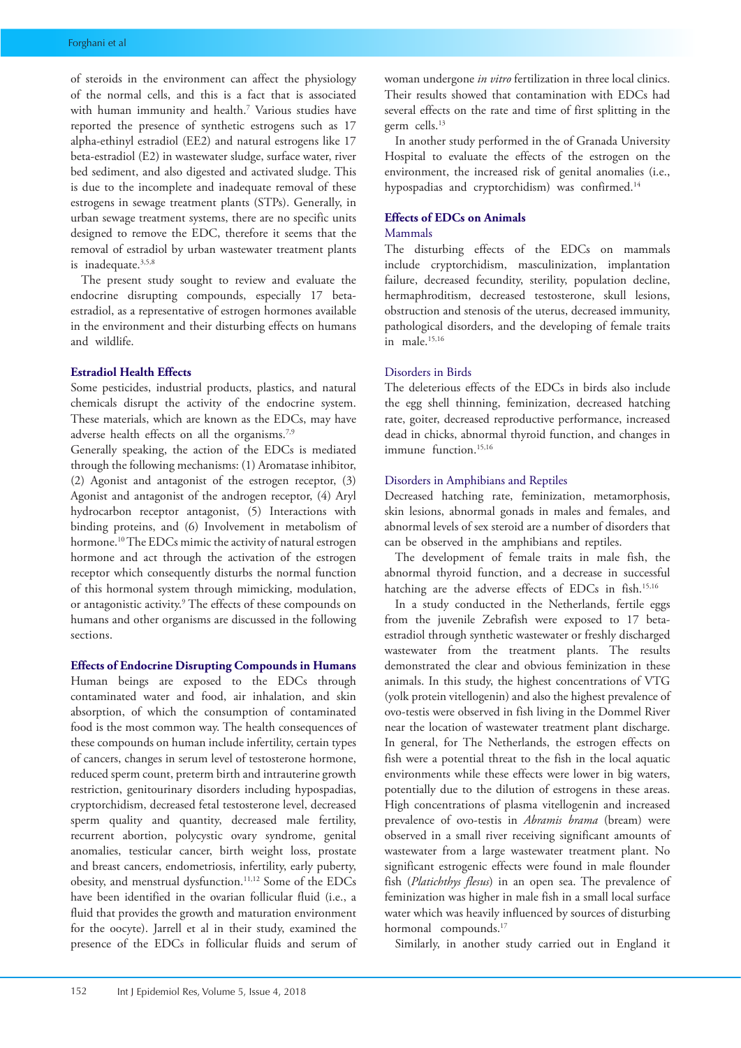of steroids in the environment can affect the physiology of the normal cells, and this is a fact that is associated with human immunity and health.[7] Various studies have reported the presence of synthetic estrogens such as 17 alpha-ethinyl estradiol (EE2) and natural estrogens like 17 beta-estradiol (E2) in wastewater sludge, surface water, river bed sediment, and also digested and activated sludge. This is due to the incomplete and inadequate removal of these estrogens in sewage treatment plants (STPs). Generally, in urban sewage treatment systems, there are no specific units designed to remove the EDC, therefore it seems that the removal of estradiol by urban wastewater treatment plants is inadequate.[3,5,8]

The present study sought to review and evaluate the endocrine disrupting compounds, especially 17 beta-estradiol, as a representative of estrogen hormones available in the environment and their disturbing effects on humans and wildlife.

## Estradiol Health Effects

Some pesticides, industrial products, plastics, and natural chemicals disrupt the activity of the endocrine system. These materials, which are known as the EDCs, may have adverse health effects on all the organisms.[7,9]

Generally speaking, the action of the EDCs is mediated through the following mechanisms: (1) Aromatase inhibitor, (2) Agonist and antagonist of the estrogen receptor, (3) Agonist and antagonist of the androgen receptor, (4) Aryl hydrocarbon receptor antagonist, (5) Interactions with binding proteins, and (6) Involvement in metabolism of hormone.[10] The EDCs mimic the activity of natural estrogen hormone and act through the activation of the estrogen receptor which consequently disturbs the normal function of this hormonal system through mimicking, modulation, or antagonistic activity.[9] The effects of these compounds on humans and other organisms are discussed in the following sections.

## Effects of Endocrine Disrupting Compounds in Humans

Human beings are exposed to the EDCs through contaminated water and food, air inhalation, and skin absorption, of which the consumption of contaminated food is the most common way. The health consequences of these compounds on human include infertility, certain types of cancers, changes in serum level of testosterone hormone, reduced sperm count, preterm birth and intrauterine growth restriction, genitourinary disorders including hypospadias, cryptorchidism, decreased fetal testosterone level, decreased sperm quality and quantity, decreased male fertility, recurrent abortion, polycystic ovary syndrome, genital anomalies, testicular cancer, birth weight loss, prostate and breast cancers, endometriosis, infertility, early puberty, obesity, and menstrual dysfunction.[11,12] Some of the EDCs have been identified in the ovarian follicular fluid (i.e., a fluid that provides the growth and maturation environment for the oocyte). Jarrell et al in their study, examined the presence of the EDCs in follicular fluids and serum of woman undergone *in vitro* fertilization in three local clinics. Their results showed that contamination with EDCs had several effects on the rate and time of first splitting in the germ cells.[13]

In another study performed in the of Granada University Hospital to evaluate the effects of the estrogen on the environment, the increased risk of genital anomalies (i.e., hypospadias and cryptorchidism) was confirmed.[14]

## Effects of EDCs on Animals

### Mammals

The disturbing effects of the EDCs on mammals include cryptorchidism, masculinization, implantation failure, decreased fecundity, sterility, population decline, hermaphroditism, decreased testosterone, skull lesions, obstruction and stenosis of the uterus, decreased immunity, pathological disorders, and the developing of female traits in male.[15,16]

### Disorders in Birds

The deleterious effects of the EDCs in birds also include the egg shell thinning, feminization, decreased hatching rate, goiter, decreased reproductive performance, increased dead in chicks, abnormal thyroid function, and changes in immune function.[15,16]

### Disorders in Amphibians and Reptiles

Decreased hatching rate, feminization, metamorphosis, skin lesions, abnormal gonads in males and females, and abnormal levels of sex steroid are a number of disorders that can be observed in the amphibians and reptiles.

The development of female traits in male fish, the abnormal thyroid function, and a decrease in successful hatching are the adverse effects of EDCs in fish.[15,16]

In a study conducted in the Netherlands, fertile eggs from the juvenile Zebrafish were exposed to 17 beta-estradiol through synthetic wastewater or freshly discharged wastewater from the treatment plants. The results demonstrated the clear and obvious feminization in these animals. In this study, the highest concentrations of VTG (yolk protein vitellogenin) and also the highest prevalence of ovo-testis were observed in fish living in the Dommel River near the location of wastewater treatment plant discharge. In general, for The Netherlands, the estrogen effects on fish were a potential threat to the fish in the local aquatic environments while these effects were lower in big waters, potentially due to the dilution of estrogens in these areas. High concentrations of plasma vitellogenin and increased prevalence of ovo-testis in *Abramis brama* (bream) were observed in a small river receiving significant amounts of wastewater from a large wastewater treatment plant. No significant estrogenic effects were found in male flounder fish (*Platichthys flesus*) in an open sea. The prevalence of feminization was higher in male fish in a small local surface water which was heavily influenced by sources of disturbing hormonal compounds.[17]

Similarly, in another study carried out in England it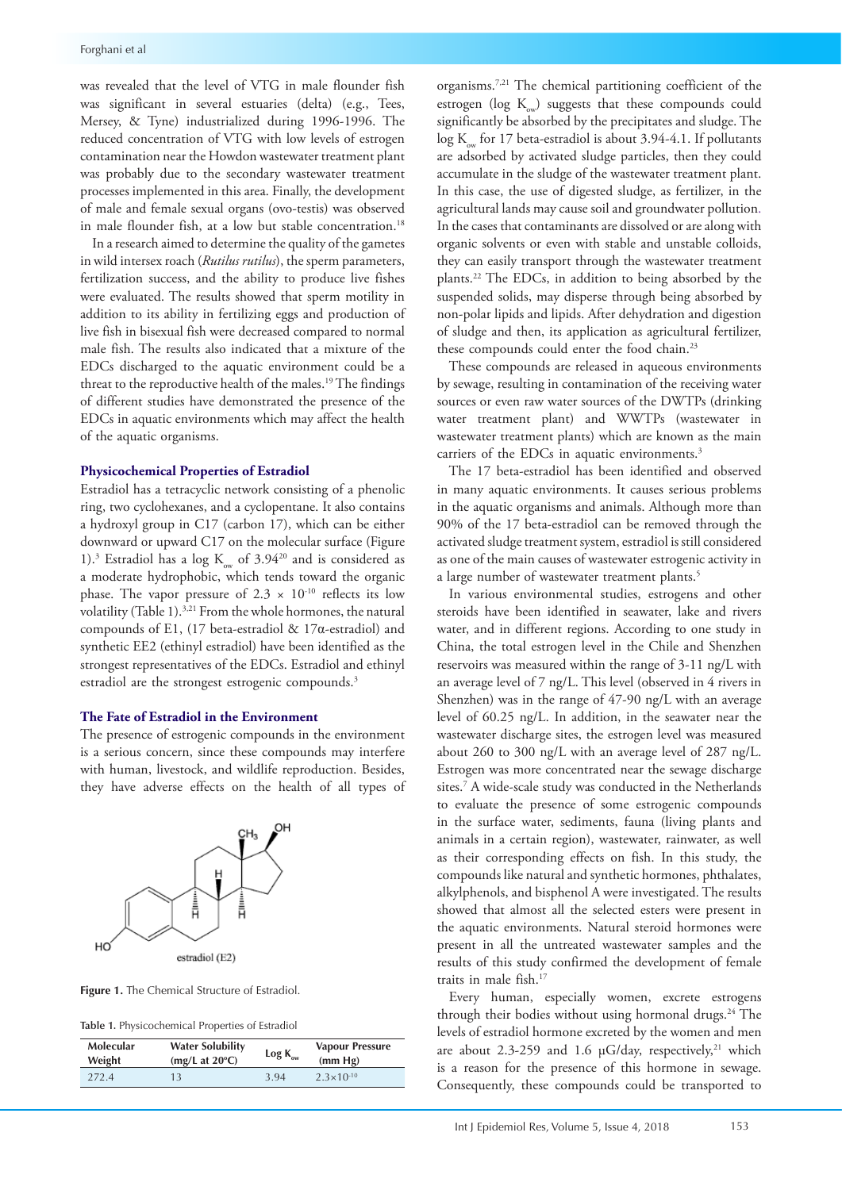was revealed that the level of VTG in male flounder fish was significant in several estuaries (delta) (e.g., Tees, Mersey, & Tyne) industrialized during 1996-1996. The reduced concentration of VTG with low levels of estrogen contamination near the Howdon wastewater treatment plant was probably due to the secondary wastewater treatment processes implemented in this area. Finally, the development of male and female sexual organs (ovo-testis) was observed in male flounder fish, at a low but stable concentration.[18]

In a research aimed to determine the quality of the gametes in wild intersex roach (*Rutilus rutilus*), the sperm parameters, fertilization success, and the ability to produce live fishes were evaluated. The results showed that sperm motility in addition to its ability in fertilizing eggs and production of live fish in bisexual fish were decreased compared to normal male fish. The results also indicated that a mixture of the EDCs discharged to the aquatic environment could be a threat to the reproductive health of the males.[19] The findings of different studies have demonstrated the presence of the EDCs in aquatic environments which may affect the health of the aquatic organisms.

## Physicochemical Properties of Estradiol

Estradiol has a tetracyclic network consisting of a phenolic ring, two cyclohexanes, and a cyclopentane. It also contains a hydroxyl group in C17 (carbon 17), which can be either downward or upward C17 on the molecular surface (Figure 1).[3] Estradiol has a log $K_{ow}$ of 3.94[20] and is considered as a moderate hydrophobic, which tends toward the organic phase. The vapor pressure of $2.3 \times 10^{-10}$ reflects its low volatility (Table 1).[3,21] From the whole hormones, the natural compounds of E1, (17 beta-estradiol & 17α-estradiol) and synthetic EE2 (ethinyl estradiol) have been identified as the strongest representatives of the EDCs. Estradiol and ethinyl estradiol are the strongest estrogenic compounds.[3]

## The Fate of Estradiol in the Environment

The presence of estrogenic compounds in the environment is a serious concern, since these compounds may interfere with human, livestock, and wildlife reproduction. Besides, they have adverse effects on the health of all types of organisms.[7,21] The chemical partitioning coefficient of the estrogen (log $K_{ow}$) suggests that these compounds could significantly be absorbed by the precipitates and sludge. The log $K_{ow}$ for 17 beta-estradiol is about 3.94-4.1. If pollutants are adsorbed by activated sludge particles, then they could accumulate in the sludge of the wastewater treatment plant. In this case, the use of digested sludge, as fertilizer, in the agricultural lands may cause soil and groundwater pollution. In the cases that contaminants are dissolved or are along with organic solvents or even with stable and unstable colloids, they can easily transport through the wastewater treatment plants.[22] The EDCs, in addition to being absorbed by the suspended solids, may disperse through being absorbed by non-polar lipids and lipids. After dehydration and digestion of sludge and then, its application as agricultural fertilizer, these compounds could enter the food chain.[23]

These compounds are released in aqueous environments by sewage, resulting in contamination of the receiving water sources or even raw water sources of the DWTPs (drinking water treatment plant) and WWTPs (wastewater in wastewater treatment plants) which are known as the main carriers of the EDCs in aquatic environments.[3]

The 17 beta-estradiol has been identified and observed in many aquatic environments. It causes serious problems in the aquatic organisms and animals. Although more than 90% of the 17 beta-estradiol can be removed through the activated sludge treatment system, estradiol is still considered as one of the main causes of wastewater estrogenic activity in a large number of wastewater treatment plants.[5]

In various environmental studies, estrogens and other steroids have been identified in seawater, lake and rivers water, and in different regions. According to one study in China, the total estrogen level in the Chile and Shenzhen reservoirs was measured within the range of 3-11 ng/L with an average level of 7 ng/L. This level (observed in 4 rivers in Shenzhen) was in the range of 47-90 ng/L with an average level of 60.25 ng/L. In addition, in the seawater near the wastewater discharge sites, the estrogen level was measured about 260 to 300 ng/L with an average level of 287 ng/L. Estrogen was more concentrated near the sewage discharge sites.[7] A wide-scale study was conducted in the Netherlands to evaluate the presence of some estrogenic compounds in the surface water, sediments, fauna (living plants and animals in a certain region), wastewater, rainwater, as well as their corresponding effects on fish. In this study, the compounds like natural and synthetic hormones, phthalates, alkylphenols, and bisphenol A were investigated. The results showed that almost all the selected esters were present in the aquatic environments. Natural steroid hormones were present in all the untreated wastewater samples and the results of this study confirmed the development of female traits in male fish.[17]

Every human, especially women, excrete estrogens through their bodies without using hormonal drugs.[24] The levels of estradiol hormone excreted by the women and men are about 2.3-259 and 1.6 µG/day, respectively,[21] which is a reason for the presence of this hormone in sewage. Consequently, these compounds could be transported to

**Figure 1.** The Chemical Structure of Estradiol.

**Table 1.** Physicochemical Properties of Estradiol

| Molecular Weight | Water Solubility (mg/L at 20°C) | Log $K_{ow}$ | Vapour Pressure (mm Hg) |
|---|---|---|---|
| 272.4 | 13 | 3.94 | $2.3 \times 10^{-10}$ |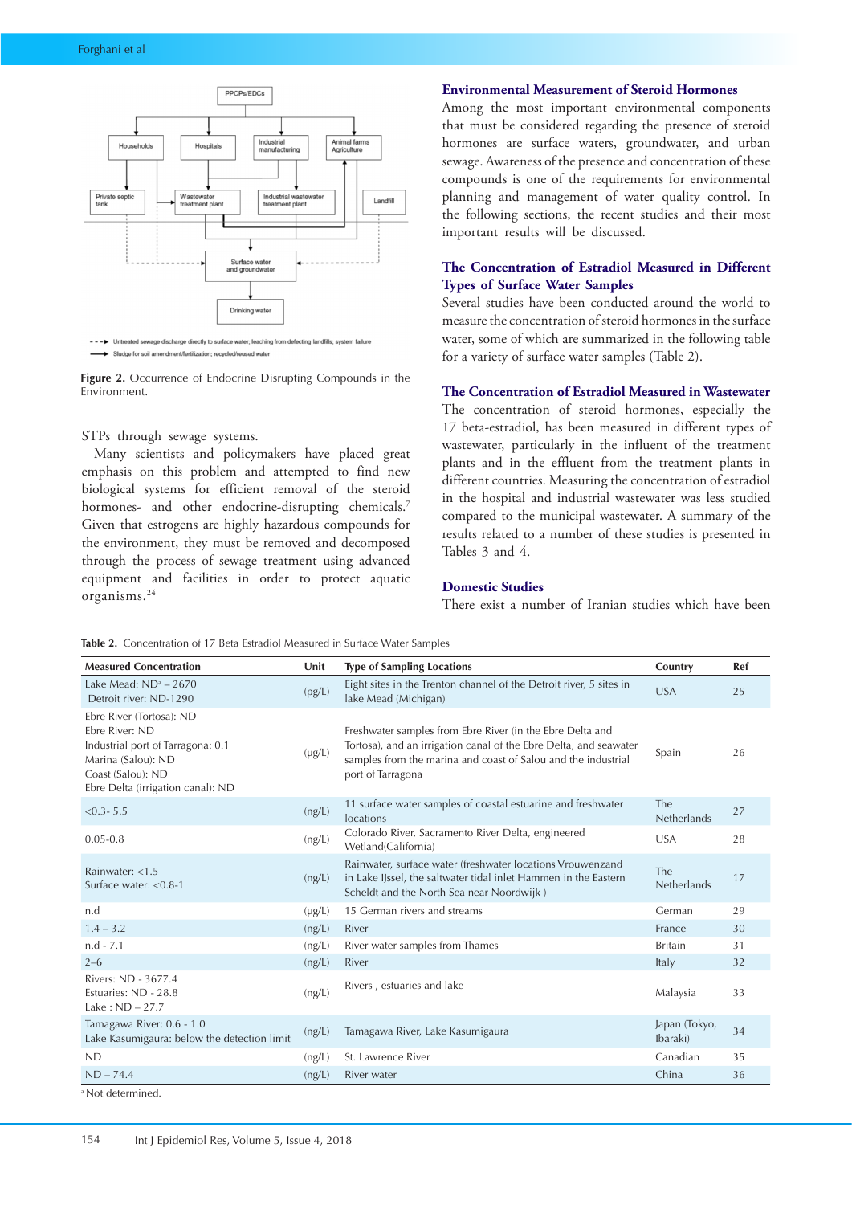Figure 2. Occurrence of Endocrine Disrupting Compounds in the Environment.

STPs through sewage systems.

Many scientists and policymakers have placed great emphasis on this problem and attempted to find new biological systems for efficient removal of the steroid hormones- and other endocrine-disrupting chemicals.[7] Given that estrogens are highly hazardous compounds for the environment, they must be removed and decomposed through the process of sewage treatment using advanced equipment and facilities in order to protect aquatic organisms.[24]

## Environmental Measurement of Steroid Hormones

Among the most important environmental components that must be considered regarding the presence of steroid hormones are surface waters, groundwater, and urban sewage. Awareness of the presence and concentration of these compounds is one of the requirements for environmental planning and management of water quality control. In the following sections, the recent studies and their most important results will be discussed.

## The Concentration of Estradiol Measured in Different Types of Surface Water Samples

Several studies have been conducted around the world to measure the concentration of steroid hormones in the surface water, some of which are summarized in the following table for a variety of surface water samples (Table 2).

## The Concentration of Estradiol Measured in Wastewater

The concentration of steroid hormones, especially the 17 beta-estradiol, has been measured in different types of wastewater, particularly in the influent of the treatment plants and in the effluent from the treatment plants in different countries. Measuring the concentration of estradiol in the hospital and industrial wastewater was less studied compared to the municipal wastewater. A summary of the results related to a number of these studies is presented in Tables 3 and 4.

## Domestic Studies

There exist a number of Iranian studies which have been

**Table 2.** Concentration of 17 Beta Estradiol Measured in Surface Water Samples

| Measured Concentration | Unit | Type of Sampling Locations | Country | Ref |
|---|---|---|---|---|
| Lake Mead: ND[a] – 2670<br>Detroit river: ND-1290 | (pg/L) | Eight sites in the Trenton channel of the Detroit river, 5 sites in lake Mead (Michigan) | USA | 25 |
| Ebre River (Tortosa): ND<br>Ebre River: ND<br>Industrial port of Tarragona: 0.1<br>Marina (Salou): ND<br>Coast (Salou): ND<br>Ebre Delta (irrigation canal): ND | (μg/L) | Freshwater samples from Ebre River (in the Ebre Delta and Tortosa), and an irrigation canal of the Ebre Delta, and seawater samples from the marina and coast of Salou and the industrial port of Tarragona | Spain | 26 |
| <0.3- 5.5 | (ng/L) | 11 surface water samples of coastal estuarine and freshwater locations | The Netherlands | 27 |
| 0.05-0.8 | (ng/L) | Colorado River, Sacramento River Delta, engineered Wetland(California) | USA | 28 |
| Rainwater: <1.5<br>Surface water: <0.8-1 | (ng/L) | Rainwater, surface water (freshwater locations Vrouwenzand in Lake IJssel, the saltwater tidal inlet Hammen in the Eastern Scheldt and the North Sea near Noordwijk ) | The Netherlands | 17 |
| n.d | (μg/L) | 15 German rivers and streams | German | 29 |
| 1.4 – 3.2 | (ng/L) | River | France | 30 |
| n.d - 7.1 | (ng/L) | River water samples from Thames | Britain | 31 |
| 2–6 | (ng/L) | River | Italy | 32 |
| Rivers: ND - 3677.4<br>Estuaries: ND - 28.8<br>Lake : ND – 27.7 | (ng/L) | Rivers , estuaries and lake | Malaysia | 33 |
| Tamagawa River: 0.6 - 1.0<br>Lake Kasumigaura: below the detection limit | (ng/L) | Tamagawa River, Lake Kasumigaura | Japan (Tokyo, Ibaraki) | 34 |
| ND | (ng/L) | St. Lawrence River | Canadian | 35 |
| ND – 74.4 | (ng/L) | River water | China | 36 |

[a] Not determined.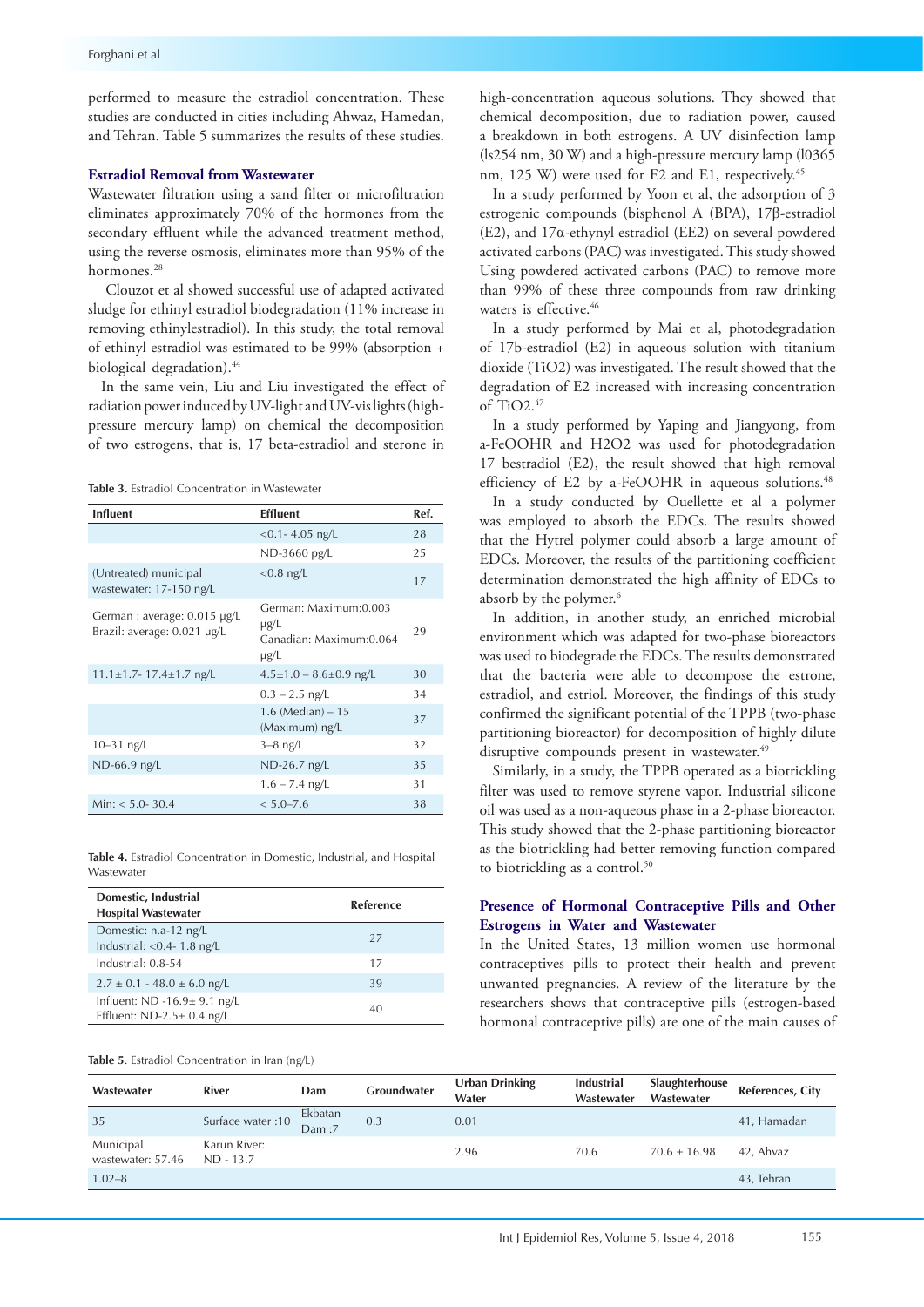performed to measure the estradiol concentration. These studies are conducted in cities including Ahwaz, Hamedan, and Tehran. Table 5 summarizes the results of these studies.

### Estradiol Removal from Wastewater

Wastewater filtration using a sand filter or microfiltration eliminates approximately 70% of the hormones from the secondary effluent while the advanced treatment method, using the reverse osmosis, eliminates more than 95% of the hormones.[28]

Clouzot et al showed successful use of adapted activated sludge for ethinyl estradiol biodegradation (11% increase in removing ethinylestradiol). In this study, the total removal of ethinyl estradiol was estimated to be 99% (absorption + biological degradation).[44]

In the same vein, Liu and Liu investigated the effect of radiation power induced by UV-light and UV-vis lights (high-pressure mercury lamp) on chemical the decomposition of two estrogens, that is, 17 beta-estradiol and sterone in high-concentration aqueous solutions. They showed that chemical decomposition, due to radiation power, caused a breakdown in both estrogens. A UV disinfection lamp (ls254 nm, 30 W) and a high-pressure mercury lamp (l0365 nm, 125 W) were used for E2 and E1, respectively.[45]

In a study performed by Yoon et al, the adsorption of 3 estrogenic compounds (bisphenol A (BPA), 17β-estradiol (E2), and 17α-ethynyl estradiol (EE2) on several powdered activated carbons (PAC) was investigated. This study showed Using powdered activated carbons (PAC) to remove more than 99% of these three compounds from raw drinking waters is effective.[46]

In a study performed by Mai et al, photodegradation of 17b-estradiol (E2) in aqueous solution with titanium dioxide ($TiO_2$) was investigated. The result showed that the degradation of E2 increased with increasing concentration of $TiO_2$.[47]

In a study performed by Yaping and Jiangyong, from a-FeOOHR and $H_2O_2$ was used for photodegradation 17 bestradiol (E2), the result showed that high removal efficiency of E2 by a-FeOOHR in aqueous solutions.[48]

In a study conducted by Ouellette et al a polymer was employed to absorb the EDCs. The results showed that the Hytrel polymer could absorb a large amount of EDCs. Moreover, the results of the partitioning coefficient determination demonstrated the high affinity of EDCs to absorb by the polymer.[6]

In addition, in another study, an enriched microbial environment which was adapted for two-phase bioreactors was used to biodegrade the EDCs. The results demonstrated that the bacteria were able to decompose the estrone, estradiol, and estriol. Moreover, the findings of this study confirmed the significant potential of the TPPB (two-phase partitioning bioreactor) for decomposition of highly dilute disruptive compounds present in wastewater.[49]

Similarly, in a study, the TPPB operated as a biotrickling filter was used to remove styrene vapor. Industrial silicone oil was used as a non-aqueous phase in a 2-phase bioreactor. This study showed that the 2-phase partitioning bioreactor as the biotrickling had better removing function compared to biotrickling as a control.[50]

**Table 3.** Estradiol Concentration in Wastewater

| Influent | Effluent | Ref. |
|---|---|---|
| | <0.1- 4.05 ng/L | 28 |
| | ND-3660 pg/L | 25 |
| (Untreated) municipal wastewater: 17-150 ng/L | <0.8 ng/L | 17 |
| German : average: 0.015 µg/L<br>Brazil: average: 0.021 µg/L | German: Maximum:0.003 µg/L<br>Canadian: Maximum:0.064 µg/L | 29 |
| 11.1±1.7- 17.4±1.7 ng/L | 4.5±1.0 – 8.6±0.9 ng/L | 30 |
| | 0.3 – 2.5 ng/L | 34 |
| | 1.6 (Median) – 15 (Maximum) ng/L | 37 |
| 10–31 ng/L | 3–8 ng/L | 32 |
| ND-66.9 ng/L | ND-26.7 ng/L | 35 |
| | 1.6 – 7.4 ng/L | 31 |
| Min: < 5.0- 30.4 | < 5.0–7.6 | 38 |

**Table 4.** Estradiol Concentration in Domestic, Industrial, and Hospital Wastewater

| Domestic, Industrial Hospital Wastewater | Reference |
|---|---|
| Domestic: n.a-12 ng/L<br>Industrial: <0.4- 1.8 ng/L | 27 |
| Industrial: 0.8-54 | 17 |
| 2.7 ± 0.1 - 48.0 ± 6.0 ng/L | 39 |
| Influent: ND -16.9± 9.1 ng/L<br>Effluent: ND-2.5± 0.4 ng/L | 40 |

**Table 5**. Estradiol Concentration in Iran (ng/L)

| Wastewater | River | Dam | Groundwater | Urban Drinking Water | Industrial Wastewater | Slaughterhouse Wastewater | References, City |
|---|---|---|---|---|---|---|---|
| 35 | Surface water :10 | Ekbatan Dam :7 | 0.3 | 0.01 | | | 41, Hamadan |
| Municipal wastewater: 57.46 | Karun River: ND - 13.7 | | | 2.96 | 70.6 | 70.6 ± 16.98 | 42, Ahvaz |
| 1.02–8 | | | | | | | 43, Tehran |

### Presence of Hormonal Contraceptive Pills and Other Estrogens in Water and Wastewater

In the United States, 13 million women use hormonal contraceptives pills to protect their health and prevent unwanted pregnancies. A review of the literature by the researchers shows that contraceptive pills (estrogen-based hormonal contraceptive pills) are one of the main causes of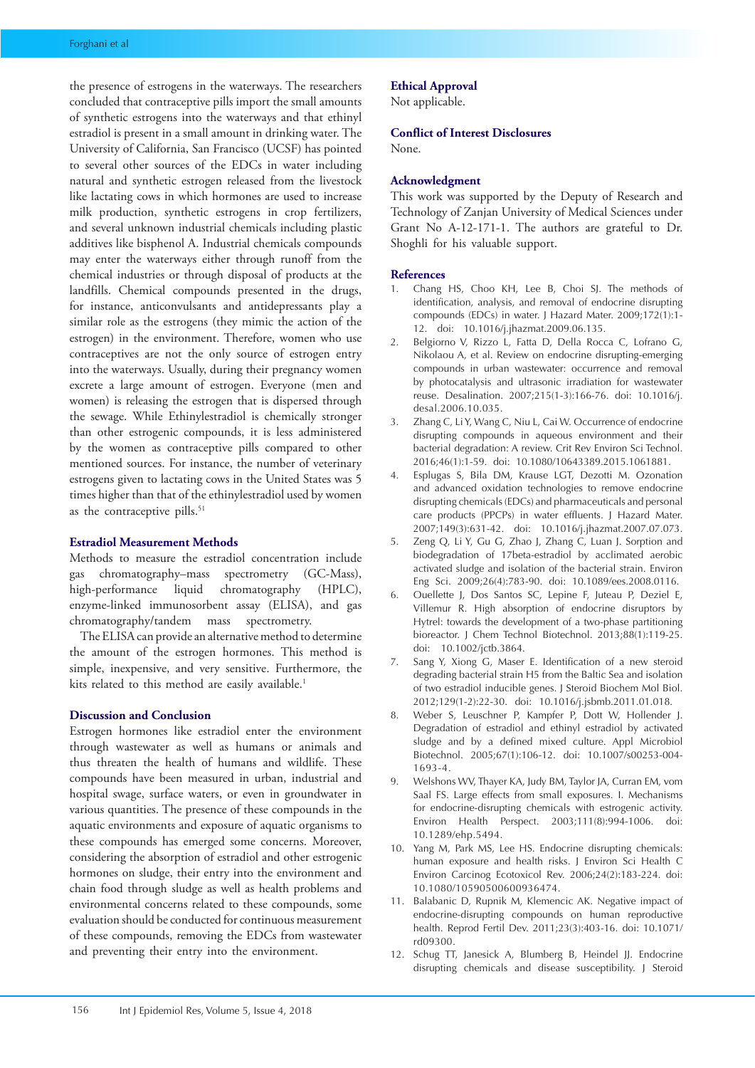the presence of estrogens in the waterways. The researchers concluded that contraceptive pills import the small amounts of synthetic estrogens into the waterways and that ethinyl estradiol is present in a small amount in drinking water. The University of California, San Francisco (UCSF) has pointed to several other sources of the EDCs in water including natural and synthetic estrogen released from the livestock like lactating cows in which hormones are used to increase milk production, synthetic estrogens in crop fertilizers, and several unknown industrial chemicals including plastic additives like bisphenol A. Industrial chemicals compounds may enter the waterways either through runoff from the chemical industries or through disposal of products at the landfills. Chemical compounds presented in the drugs, for instance, anticonvulsants and antidepressants play a similar role as the estrogens (they mimic the action of the estrogen) in the environment. Therefore, women who use contraceptives are not the only source of estrogen entry into the waterways. Usually, during their pregnancy women excrete a large amount of estrogen. Everyone (men and women) is releasing the estrogen that is dispersed through the sewage. While Ethinylestradiol is chemically stronger than other estrogenic compounds, it is less administered by the women as contraceptive pills compared to other mentioned sources. For instance, the number of veterinary estrogens given to lactating cows in the United States was 5 times higher than that of the ethinylestradiol used by women as the contraceptive pills.[51]

## Estradiol Measurement Methods

Methods to measure the estradiol concentration include gas chromatography–mass spectrometry (GC-Mass), high-performance liquid chromatography (HPLC), enzyme-linked immunosorbent assay (ELISA), and gas chromatography/tandem mass spectrometry.

The ELISA can provide an alternative method to determine the amount of the estrogen hormones. This method is simple, inexpensive, and very sensitive. Furthermore, the kits related to this method are easily available.[1]

## Discussion and Conclusion

Estrogen hormones like estradiol enter the environment through wastewater as well as humans or animals and thus threaten the health of humans and wildlife. These compounds have been measured in urban, industrial and hospital swage, surface waters, or even in groundwater in various quantities. The presence of these compounds in the aquatic environments and exposure of aquatic organisms to these compounds has emerged some concerns. Moreover, considering the absorption of estradiol and other estrogenic hormones on sludge, their entry into the environment and chain food through sludge as well as health problems and environmental concerns related to these compounds, some evaluation should be conducted for continuous measurement of these compounds, removing the EDCs from wastewater and preventing their entry into the environment.

## Ethical Approval

Not applicable.

## Conflict of Interest Disclosures

None.

## Acknowledgment

This work was supported by the Deputy of Research and Technology of Zanjan University of Medical Sciences under Grant No A-12-171-1. The authors are grateful to Dr. Shoghli for his valuable support.

## References

1. Chang HS, Choo KH, Lee B, Choi SJ. The methods of identification, analysis, and removal of endocrine disrupting compounds (EDCs) in water. J Hazard Mater. 2009;172(1):1-12. doi: 10.1016/j.jhazmat.2009.06.135.
2. Belgiorno V, Rizzo L, Fatta D, Della Rocca C, Lofrano G, Nikolaou A, et al. Review on endocrine disrupting-emerging compounds in urban wastewater: occurrence and removal by photocatalysis and ultrasonic irradiation for wastewater reuse. Desalination. 2007;215(1-3):166-76. doi: 10.1016/j.desal.2006.10.035.
3. Zhang C, Li Y, Wang C, Niu L, Cai W. Occurrence of endocrine disrupting compounds in aqueous environment and their bacterial degradation: A review. Crit Rev Environ Sci Technol. 2016;46(1):1-59. doi: 10.1080/10643389.2015.1061881.
4. Esplugas S, Bila DM, Krause LGT, Dezotti M. Ozonation and advanced oxidation technologies to remove endocrine disrupting chemicals (EDCs) and pharmaceuticals and personal care products (PPCPs) in water effluents. J Hazard Mater. 2007;149(3):631-42. doi: 10.1016/j.jhazmat.2007.07.073.
5. Zeng Q, Li Y, Gu G, Zhao J, Zhang C, Luan J. Sorption and biodegradation of 17beta-estradiol by acclimated aerobic activated sludge and isolation of the bacterial strain. Environ Eng Sci. 2009;26(4):783-90. doi: 10.1089/ees.2008.0116.
6. Ouellette J, Dos Santos SC, Lepine F, Juteau P, Deziel E, Villemur R. High absorption of endocrine disruptors by Hytrel: towards the development of a two-phase partitioning bioreactor. J Chem Technol Biotechnol. 2013;88(1):119-25. doi: 10.1002/jctb.3864.
7. Sang Y, Xiong G, Maser E. Identification of a new steroid degrading bacterial strain H5 from the Baltic Sea and isolation of two estradiol inducible genes. J Steroid Biochem Mol Biol. 2012;129(1-2):22-30. doi: 10.1016/j.jsbmb.2011.01.018.
8. Weber S, Leuschner P, Kampfer P, Dott W, Hollender J. Degradation of estradiol and ethinyl estradiol by activated sludge and by a defined mixed culture. Appl Microbiol Biotechnol. 2005;67(1):106-12. doi: 10.1007/s00253-004-1693-4.
9. Welshons WV, Thayer KA, Judy BM, Taylor JA, Curran EM, vom Saal FS. Large effects from small exposures. I. Mechanisms for endocrine-disrupting chemicals with estrogenic activity. Environ Health Perspect. 2003;111(8):994-1006. doi: 10.1289/ehp.5494.
10. Yang M, Park MS, Lee HS. Endocrine disrupting chemicals: human exposure and health risks. J Environ Sci Health C Environ Carcinog Ecotoxicol Rev. 2006;24(2):183-224. doi: 10.1080/10590500600936474.
11. Balabanic D, Rupnik M, Klemencic AK. Negative impact of endocrine-disrupting compounds on human reproductive health. Reprod Fertil Dev. 2011;23(3):403-16. doi: 10.1071/rd09300.
12. Schug TT, Janesick A, Blumberg B, Heindel JJ. Endocrine disrupting chemicals and disease susceptibility. J Steroid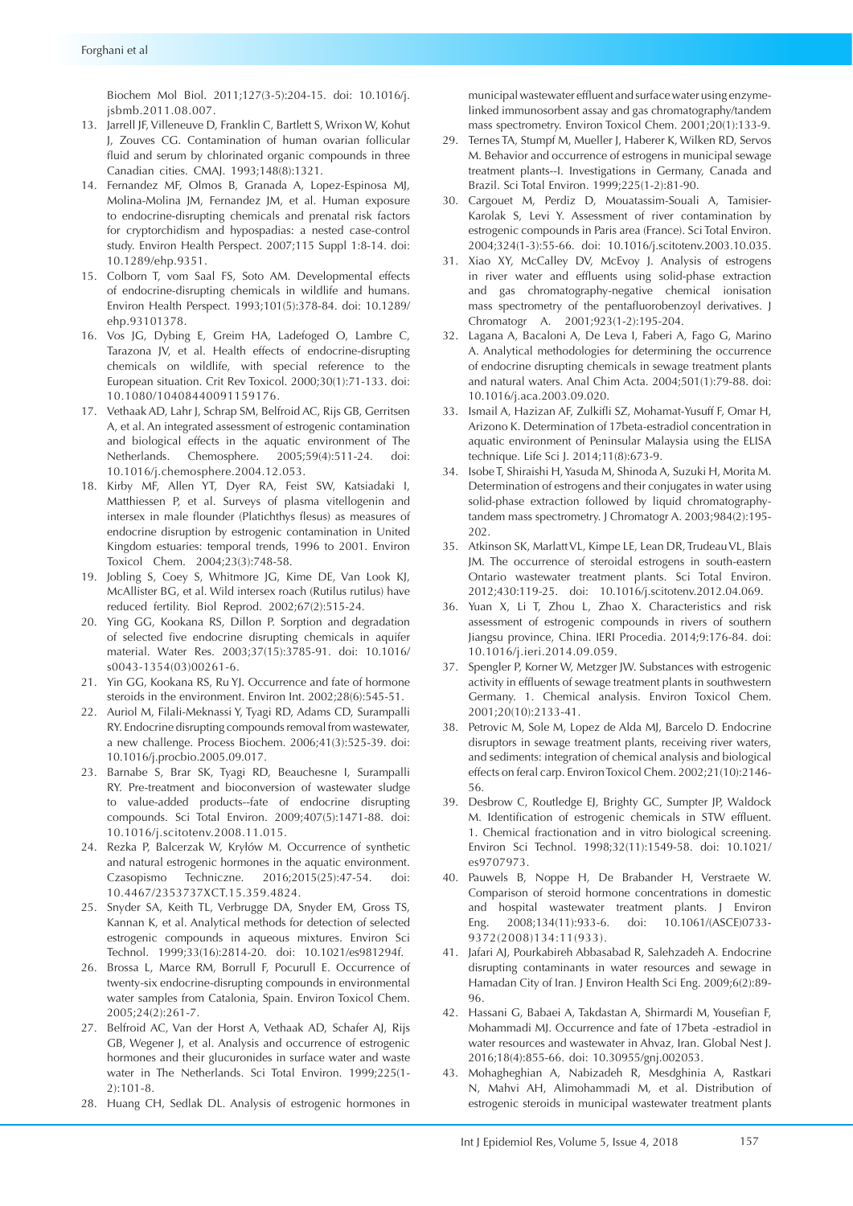Biochem Mol Biol. 2011;127(3-5):204-15. doi: 10.1016/j.jsbmb.2011.08.007.

13. Jarrell JF, Villeneuve D, Franklin C, Bartlett S, Wrixon W, Kohut J, Zouves CG. Contamination of human ovarian follicular fluid and serum by chlorinated organic compounds in three Canadian cities. CMAJ. 1993;148(8):1321.
14. Fernandez MF, Olmos B, Granada A, Lopez-Espinosa MJ, Molina-Molina JM, Fernandez JM, et al. Human exposure to endocrine-disrupting chemicals and prenatal risk factors for cryptorchidism and hypospadias: a nested case-control study. Environ Health Perspect. 2007;115 Suppl 1:8-14. doi: 10.1289/ehp.9351.
15. Colborn T, vom Saal FS, Soto AM. Developmental effects of endocrine-disrupting chemicals in wildlife and humans. Environ Health Perspect. 1993;101(5):378-84. doi: 10.1289/ehp.93101378.
16. Vos JG, Dybing E, Greim HA, Ladefoged O, Lambre C, Tarazona JV, et al. Health effects of endocrine-disrupting chemicals on wildlife, with special reference to the European situation. Crit Rev Toxicol. 2000;30(1):71-133. doi: 10.1080/10408440091159176.
17. Vethaak AD, Lahr J, Schrap SM, Belfroid AC, Rijs GB, Gerritsen A, et al. An integrated assessment of estrogenic contamination and biological effects in the aquatic environment of The Netherlands. Chemosphere. 2005;59(4):511-24. doi: 10.1016/j.chemosphere.2004.12.053.
18. Kirby MF, Allen YT, Dyer RA, Feist SW, Katsiadaki I, Matthiessen P, et al. Surveys of plasma vitellogenin and intersex in male flounder (Platichthys flesus) as measures of endocrine disruption by estrogenic contamination in United Kingdom estuaries: temporal trends, 1996 to 2001. Environ Toxicol Chem. 2004;23(3):748-58.
19. Jobling S, Coey S, Whitmore JG, Kime DE, Van Look KJ, McAllister BG, et al. Wild intersex roach (Rutilus rutilus) have reduced fertility. Biol Reprod. 2002;67(2):515-24.
20. Ying GG, Kookana RS, Dillon P. Sorption and degradation of selected five endocrine disrupting chemicals in aquifer material. Water Res. 2003;37(15):3785-91. doi: 10.1016/s0043-1354(03)00261-6.
21. Yin GG, Kookana RS, Ru YJ. Occurrence and fate of hormone steroids in the environment. Environ Int. 2002;28(6):545-51.
22. Auriol M, Filali-Meknassi Y, Tyagi RD, Adams CD, Surampalli RY. Endocrine disrupting compounds removal from wastewater, a new challenge. Process Biochem. 2006;41(3):525-39. doi: 10.1016/j.procbio.2005.09.017.
23. Barnabe S, Brar SK, Tyagi RD, Beauchesne I, Surampalli RY. Pre-treatment and bioconversion of wastewater sludge to value-added products--fate of endocrine disrupting compounds. Sci Total Environ. 2009;407(5):1471-88. doi: 10.1016/j.scitotenv.2008.11.015.
24. Rezka P, Balcerzak W, Kryłów M. Occurrence of synthetic and natural estrogenic hormones in the aquatic environment. Czasopismo Techniczne. 2016;2015(25):47-54. doi: 10.4467/2353737XCT.15.359.4824.
25. Snyder SA, Keith TL, Verbrugge DA, Snyder EM, Gross TS, Kannan K, et al. Analytical methods for detection of selected estrogenic compounds in aqueous mixtures. Environ Sci Technol. 1999;33(16):2814-20. doi: 10.1021/es981294f.
26. Brossa L, Marce RM, Borrull F, Pocurull E. Occurrence of twenty-six endocrine-disrupting compounds in environmental water samples from Catalonia, Spain. Environ Toxicol Chem. 2005;24(2):261-7.
27. Belfroid AC, Van der Horst A, Vethaak AD, Schafer AJ, Rijs GB, Wegener J, et al. Analysis and occurrence of estrogenic hormones and their glucuronides in surface water and waste water in The Netherlands. Sci Total Environ. 1999;225(1-2):101-8.
28. Huang CH, Sedlak DL. Analysis of estrogenic hormones in municipal wastewater effluent and surface water using enzyme-linked immunosorbent assay and gas chromatography/tandem mass spectrometry. Environ Toxicol Chem. 2001;20(1):133-9.
29. Ternes TA, Stumpf M, Mueller J, Haberer K, Wilken RD, Servos M. Behavior and occurrence of estrogens in municipal sewage treatment plants--I. Investigations in Germany, Canada and Brazil. Sci Total Environ. 1999;225(1-2):81-90.
30. Cargouet M, Perdiz D, Mouatassim-Souali A, Tamisier-Karolak S, Levi Y. Assessment of river contamination by estrogenic compounds in Paris area (France). Sci Total Environ. 2004;324(1-3):55-66. doi: 10.1016/j.scitotenv.2003.10.035.
31. Xiao XY, McCalley DV, McEvoy J. Analysis of estrogens in river water and effluents using solid-phase extraction and gas chromatography-negative chemical ionisation mass spectrometry of the pentafluorobenzoyl derivatives. J Chromatogr A. 2001;923(1-2):195-204.
32. Lagana A, Bacaloni A, De Leva I, Faberi A, Fago G, Marino A. Analytical methodologies for determining the occurrence of endocrine disrupting chemicals in sewage treatment plants and natural waters. Anal Chim Acta. 2004;501(1):79-88. doi: 10.1016/j.aca.2003.09.020.
33. Ismail A, Hazizan AF, Zulkifli SZ, Mohamat-Yusuff F, Omar H, Arizono K. Determination of 17beta-estradiol concentration in aquatic environment of Peninsular Malaysia using the ELISA technique. Life Sci J. 2014;11(8):673-9.
34. Isobe T, Shiraishi H, Yasuda M, Shinoda A, Suzuki H, Morita M. Determination of estrogens and their conjugates in water using solid-phase extraction followed by liquid chromatography-tandem mass spectrometry. J Chromatogr A. 2003;984(2):195-202.
35. Atkinson SK, Marlatt VL, Kimpe LE, Lean DR, Trudeau VL, Blais JM. The occurrence of steroidal estrogens in south-eastern Ontario wastewater treatment plants. Sci Total Environ. 2012;430:119-25. doi: 10.1016/j.scitotenv.2012.04.069.
36. Yuan X, Li T, Zhou L, Zhao X. Characteristics and risk assessment of estrogenic compounds in rivers of southern Jiangsu province, China. IERI Procedia. 2014;9:176-84. doi: 10.1016/j.ieri.2014.09.059.
37. Spengler P, Korner W, Metzger JW. Substances with estrogenic activity in effluents of sewage treatment plants in southwestern Germany. 1. Chemical analysis. Environ Toxicol Chem. 2001;20(10):2133-41.
38. Petrovic M, Sole M, Lopez de Alda MJ, Barcelo D. Endocrine disruptors in sewage treatment plants, receiving river waters, and sediments: integration of chemical analysis and biological effects on feral carp. Environ Toxicol Chem. 2002;21(10):2146-56.
39. Desbrow C, Routledge EJ, Brighty GC, Sumpter JP, Waldock M. Identification of estrogenic chemicals in STW effluent. 1. Chemical fractionation and in vitro biological screening. Environ Sci Technol. 1998;32(11):1549-58. doi: 10.1021/es9707973.
40. Pauwels B, Noppe H, De Brabander H, Verstraete W. Comparison of steroid hormone concentrations in domestic and hospital wastewater treatment plants. J Environ Eng. 2008;134(11):933-6. doi: 10.1061/(ASCE)0733-9372(2008)134:11(933).
41. Jafari AJ, Pourkabireh Abbasabad R, Salehzadeh A. Endocrine disrupting contaminants in water resources and sewage in Hamadan City of Iran. J Environ Health Sci Eng. 2009;6(2):89-96.
42. Hassani G, Babaei A, Takdastan A, Shirmardi M, Yousefian F, Mohammadi MJ. Occurrence and fate of 17beta -estradiol in water resources and wastewater in Ahvaz, Iran. Global Nest J. 2016;18(4):855-66. doi: 10.30955/gnj.002053.
43. Mohagheghian A, Nabizadeh R, Mesdghinia A, Rastkari N, Mahvi AH, Alimohammadi M, et al. Distribution of estrogenic steroids in municipal wastewater treatment plants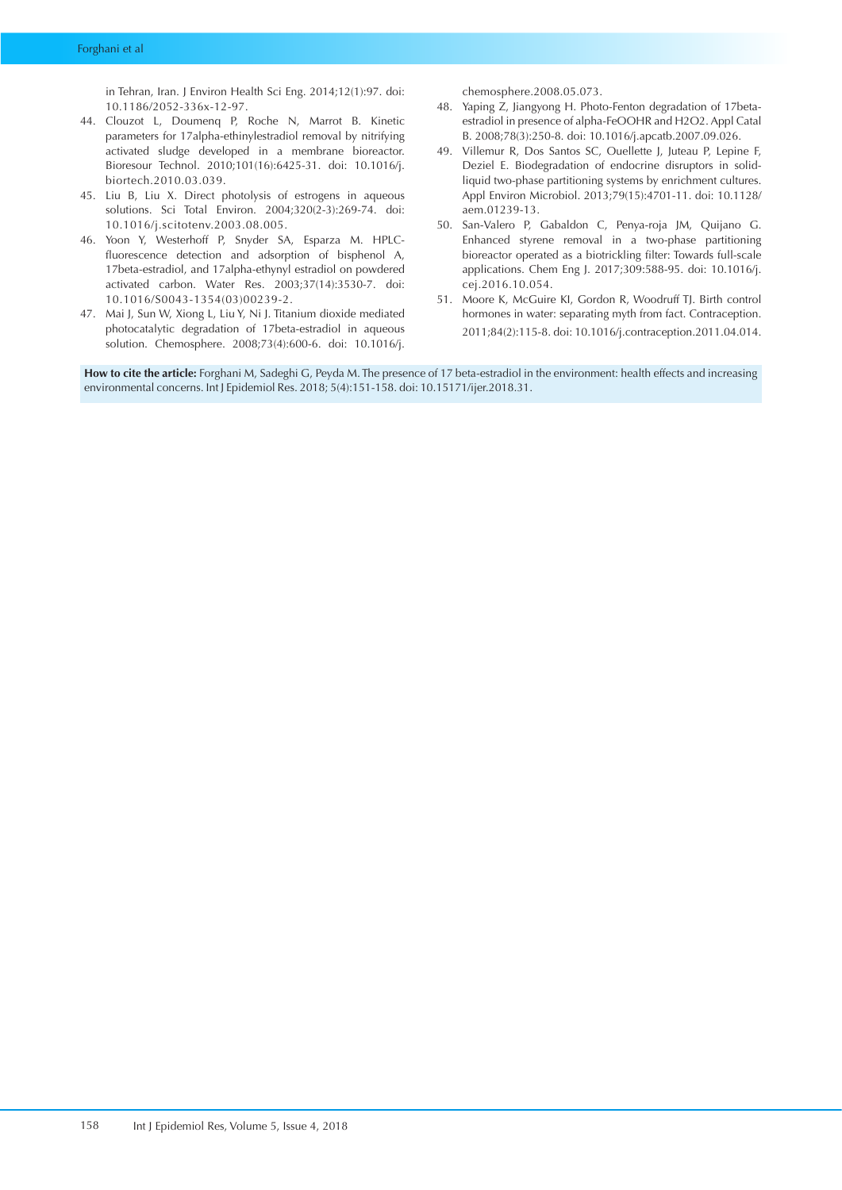in Tehran, Iran. J Environ Health Sci Eng. 2014;12(1):97. doi: 10.1186/2052-336x-12-97.

44. Clouzot L, Doumenq P, Roche N, Marrot B. Kinetic parameters for 17alpha-ethinylestradiol removal by nitrifying activated sludge developed in a membrane bioreactor. Bioresour Technol. 2010;101(16):6425-31. doi: 10.1016/j.biortech.2010.03.039.
45. Liu B, Liu X. Direct photolysis of estrogens in aqueous solutions. Sci Total Environ. 2004;320(2-3):269-74. doi: 10.1016/j.scitotenv.2003.08.005.
46. Yoon Y, Westerhoff P, Snyder SA, Esparza M. HPLC-fluorescence detection and adsorption of bisphenol A, 17beta-estradiol, and 17alpha-ethynyl estradiol on powdered activated carbon. Water Res. 2003;37(14):3530-7. doi: 10.1016/S0043-1354(03)00239-2.
47. Mai J, Sun W, Xiong L, Liu Y, Ni J. Titanium dioxide mediated photocatalytic degradation of 17beta-estradiol in aqueous solution. Chemosphere. 2008;73(4):600-6. doi: 10.1016/j.chemosphere.2008.05.073.
48. Yaping Z, Jiangyong H. Photo-Fenton degradation of 17beta-estradiol in presence of alpha-FeOOHR and H2O2. Appl Catal B. 2008;78(3):250-8. doi: 10.1016/j.apcatb.2007.09.026.
49. Villemur R, Dos Santos SC, Ouellette J, Juteau P, Lepine F, Deziel E. Biodegradation of endocrine disruptors in solid-liquid two-phase partitioning systems by enrichment cultures. Appl Environ Microbiol. 2013;79(15):4701-11. doi: 10.1128/aem.01239-13.
50. San-Valero P, Gabaldon C, Penya-roja JM, Quijano G. Enhanced styrene removal in a two-phase partitioning bioreactor operated as a biotrickling filter: Towards full-scale applications. Chem Eng J. 2017;309:588-95. doi: 10.1016/j.cej.2016.10.054.
51. Moore K, McGuire KI, Gordon R, Woodruff TJ. Birth control hormones in water: separating myth from fact. Contraception. 2011;84(2):115-8. doi: 10.1016/j.contraception.2011.04.014.

**How to cite the article:** Forghani M, Sadeghi G, Peyda M. The presence of 17 beta-estradiol in the environment: health effects and increasing environmental concerns. Int J Epidemiol Res. 2018; 5(4):151-158. doi: 10.15171/ijer.2018.31.